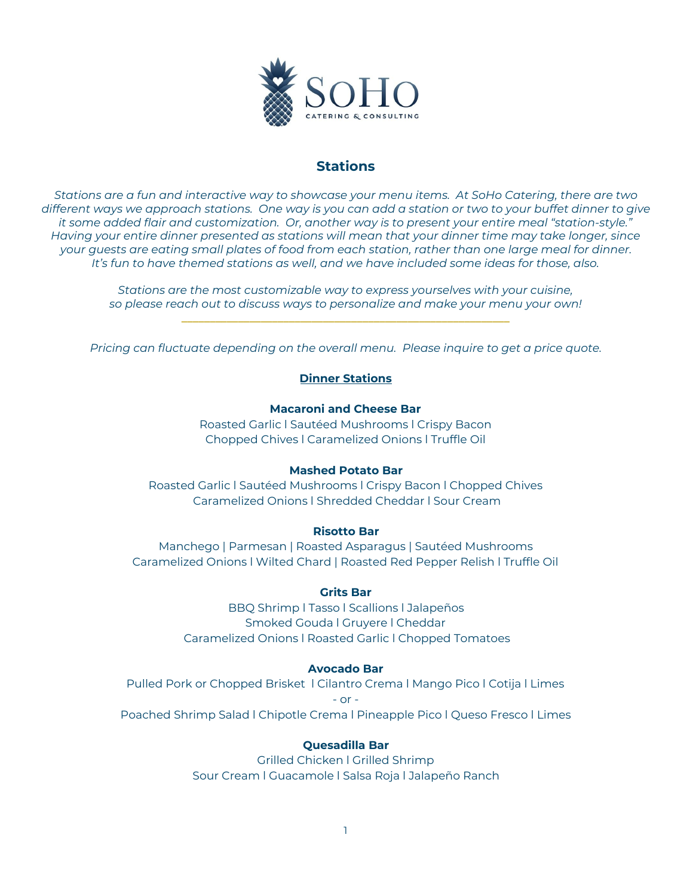SoHo

CATERING & CONSULTING

## Stations

*Stations are a fun and interactive way to showcase your menu items. At SoHo Catering, there are two different ways we approach stations. One way is you can add a station or two to your buffet dinner to give it some added flair and customization. Or, another way is to present your entire meal "station-style." Having your entire dinner presented as stations will mean that your dinner time may take longer, since your guests are eating small plates of food from each station, rather than one large meal for dinner. It's fun to have themed stations as well, and we have included some ideas for those, also.*

*Stations are the most customizable way to express yourselves with your cuisine, so please reach out to discuss ways to personalize and make your menu your own!*

---

*Pricing can fluctuate depending on the overall menu. Please inquire to get a price quote.*

### Dinner Stations

**Macaroni and Cheese Bar**

Roasted Garlic l Sautéed Mushrooms l Crispy Bacon
Chopped Chives l Caramelized Onions l Truffle Oil

**Mashed Potato Bar**

Roasted Garlic l Sautéed Mushrooms l Crispy Bacon l Chopped Chives
Caramelized Onions l Shredded Cheddar l Sour Cream

**Risotto Bar**

Manchego | Parmesan | Roasted Asparagus | Sautéed Mushrooms
Caramelized Onions l Wilted Chard | Roasted Red Pepper Relish l Truffle Oil

**Grits Bar**

BBQ Shrimp l Tasso l Scallions l Jalapeños
Smoked Gouda l Gruyere l Cheddar
Caramelized Onions l Roasted Garlic l Chopped Tomatoes

**Avocado Bar**

Pulled Pork or Chopped Brisket l Cilantro Crema l Mango Pico l Cotija l Limes
\- or -
Poached Shrimp Salad l Chipotle Crema l Pineapple Pico l Queso Fresco l Limes

**Quesadilla Bar**

Grilled Chicken l Grilled Shrimp
Sour Cream l Guacamole l Salsa Roja l Jalapeño Ranch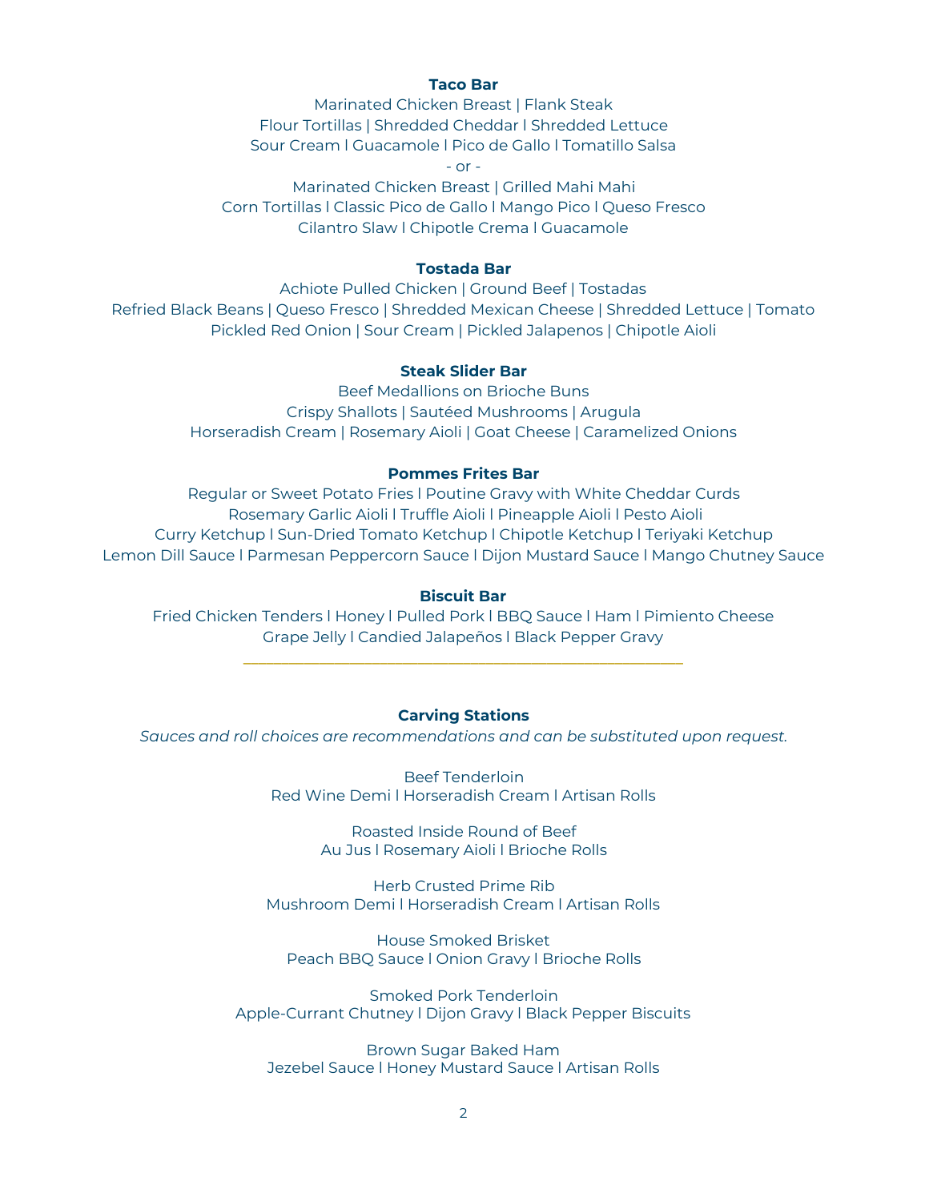### Taco Bar

Marinated Chicken Breast | Flank Steak
Flour Tortillas | Shredded Cheddar l Shredded Lettuce
Sour Cream l Guacamole l Pico de Gallo l Tomatillo Salsa
- or -
Marinated Chicken Breast | Grilled Mahi Mahi
Corn Tortillas l Classic Pico de Gallo l Mango Pico l Queso Fresco
Cilantro Slaw l Chipotle Crema l Guacamole

### Tostada Bar

Achiote Pulled Chicken | Ground Beef | Tostadas
Refried Black Beans | Queso Fresco | Shredded Mexican Cheese | Shredded Lettuce | Tomato
Pickled Red Onion | Sour Cream | Pickled Jalapenos | Chipotle Aioli

### Steak Slider Bar

Beef Medallions on Brioche Buns
Crispy Shallots | Sautéed Mushrooms | Arugula
Horseradish Cream | Rosemary Aioli | Goat Cheese | Caramelized Onions

### Pommes Frites Bar

Regular or Sweet Potato Fries l Poutine Gravy with White Cheddar Curds
Rosemary Garlic Aioli l Truffle Aioli l Pineapple Aioli l Pesto Aioli
Curry Ketchup l Sun-Dried Tomato Ketchup l Chipotle Ketchup l Teriyaki Ketchup
Lemon Dill Sauce l Parmesan Peppercorn Sauce l Dijon Mustard Sauce l Mango Chutney Sauce

### Biscuit Bar

Fried Chicken Tenders l Honey l Pulled Pork l BBQ Sauce l Ham l Pimiento Cheese
Grape Jelly l Candied Jalapeños l Black Pepper Gravy

---

### Carving Stations

*Sauces and roll choices are recommendations and can be substituted upon request.*

Beef Tenderloin
Red Wine Demi l Horseradish Cream l Artisan Rolls

Roasted Inside Round of Beef
Au Jus l Rosemary Aioli l Brioche Rolls

Herb Crusted Prime Rib
Mushroom Demi l Horseradish Cream l Artisan Rolls

House Smoked Brisket
Peach BBQ Sauce l Onion Gravy l Brioche Rolls

Smoked Pork Tenderloin
Apple-Currant Chutney l Dijon Gravy l Black Pepper Biscuits

Brown Sugar Baked Ham
Jezebel Sauce l Honey Mustard Sauce l Artisan Rolls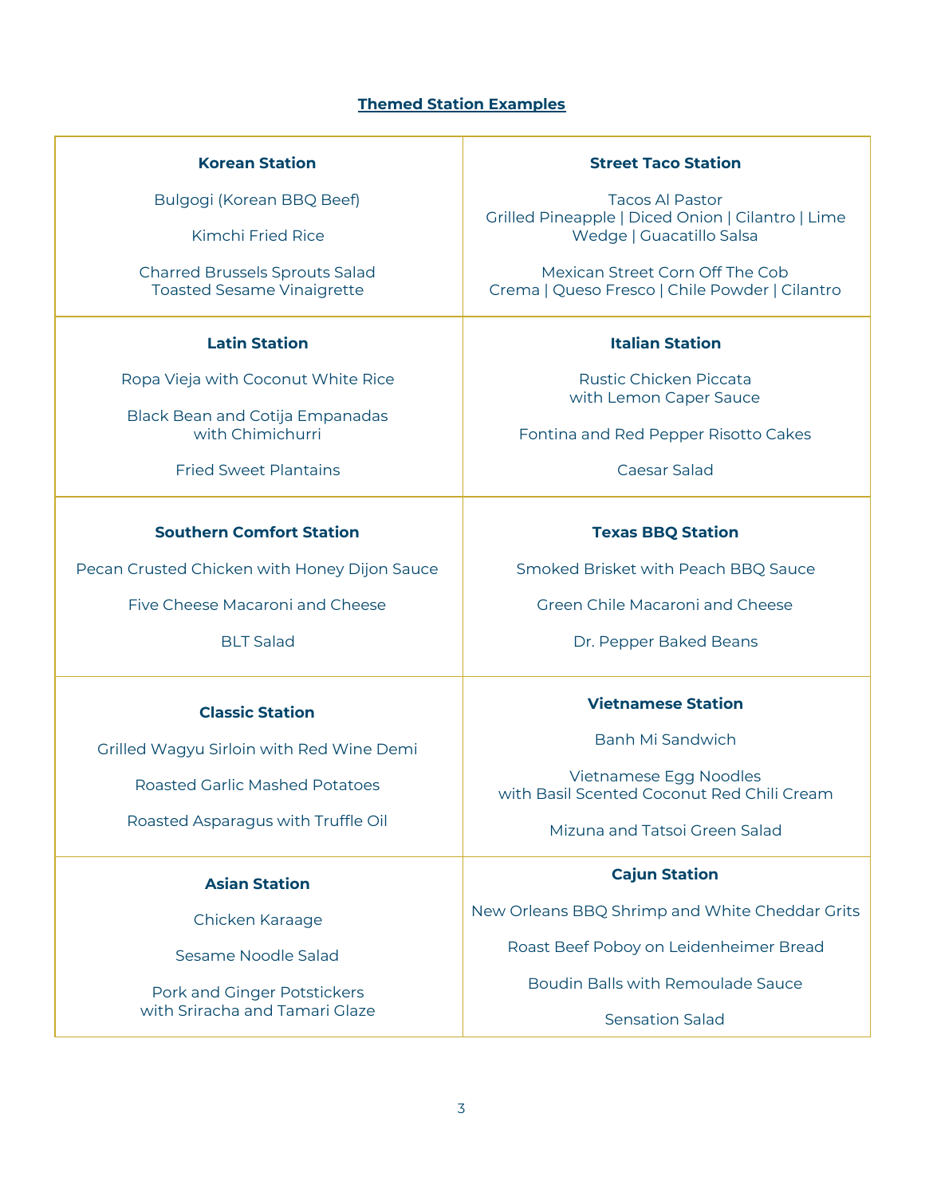## Themed Station Examples

| | |
|---|---|
| **Korean Station**<br><br>Bulgogi (Korean BBQ Beef)<br><br>Kimchi Fried Rice<br><br>Charred Brussels Sprouts Salad<br>Toasted Sesame Vinaigrette | **Street Taco Station**<br><br>Tacos Al Pastor<br>Grilled Pineapple \| Diced Onion \| Cilantro \| Lime Wedge \| Guacatillo Salsa<br><br>Mexican Street Corn Off The Cob<br>Crema \| Queso Fresco \| Chile Powder \| Cilantro |
| **Latin Station**<br><br>Ropa Vieja with Coconut White Rice<br><br>Black Bean and Cotija Empanadas<br>with Chimichurri<br><br>Fried Sweet Plantains | **Italian Station**<br><br>Rustic Chicken Piccata<br>with Lemon Caper Sauce<br><br>Fontina and Red Pepper Risotto Cakes<br><br>Caesar Salad |
| **Southern Comfort Station**<br><br>Pecan Crusted Chicken with Honey Dijon Sauce<br><br>Five Cheese Macaroni and Cheese<br><br>BLT Salad | **Texas BBQ Station**<br><br>Smoked Brisket with Peach BBQ Sauce<br><br>Green Chile Macaroni and Cheese<br><br>Dr. Pepper Baked Beans |
| **Classic Station**<br><br>Grilled Wagyu Sirloin with Red Wine Demi<br><br>Roasted Garlic Mashed Potatoes<br><br>Roasted Asparagus with Truffle Oil | **Vietnamese Station**<br><br>Banh Mi Sandwich<br><br>Vietnamese Egg Noodles<br>with Basil Scented Coconut Red Chili Cream<br><br>Mizuna and Tatsoi Green Salad |
| **Asian Station**<br><br>Chicken Karaage<br><br>Sesame Noodle Salad<br><br>Pork and Ginger Potstickers<br>with Sriracha and Tamari Glaze | **Cajun Station**<br><br>New Orleans BBQ Shrimp and White Cheddar Grits<br><br>Roast Beef Poboy on Leidenheimer Bread<br><br>Boudin Balls with Remoulade Sauce<br><br>Sensation Salad |